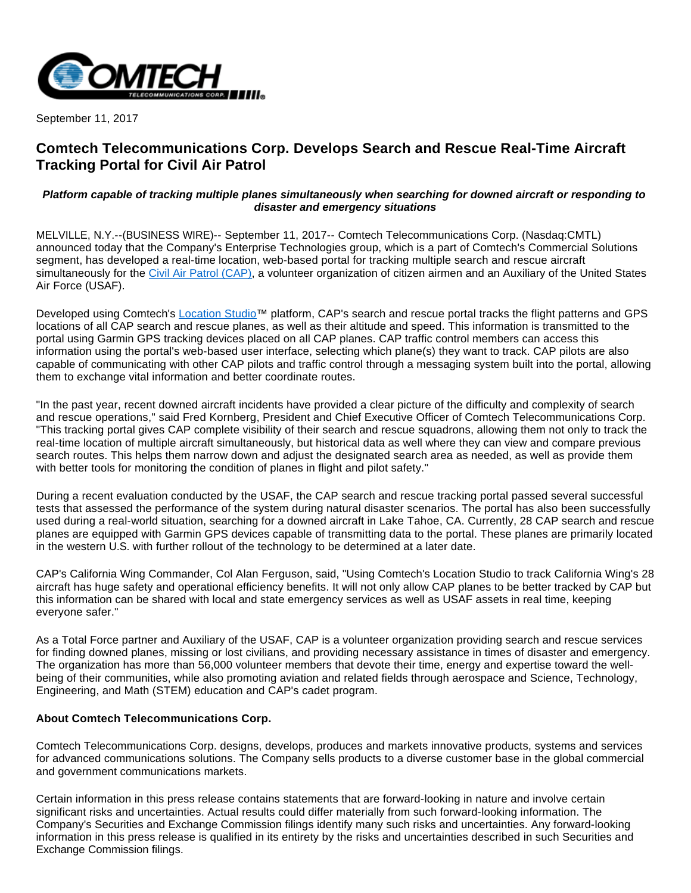September 11, 2017

# Comtech Telecommunications Corp. Develops Search and Rescue Real-Time Aircraft Tracking Portal for Civil Air Patrol

***Platform capable of tracking multiple planes simultaneously when searching for downed aircraft or responding to disaster and emergency situations***

MELVILLE, N.Y.--(BUSINESS WIRE)-- September 11, 2017-- Comtech Telecommunications Corp. (Nasdaq:CMTL) announced today that the Company's Enterprise Technologies group, which is a part of Comtech's Commercial Solutions segment, has developed a real-time location, web-based portal for tracking multiple search and rescue aircraft simultaneously for the Civil Air Patrol (CAP), a volunteer organization of citizen airmen and an Auxiliary of the United States Air Force (USAF).

Developed using Comtech's Location Studio™ platform, CAP's search and rescue portal tracks the flight patterns and GPS locations of all CAP search and rescue planes, as well as their altitude and speed. This information is transmitted to the portal using Garmin GPS tracking devices placed on all CAP planes. CAP traffic control members can access this information using the portal's web-based user interface, selecting which plane(s) they want to track. CAP pilots are also capable of communicating with other CAP pilots and traffic control through a messaging system built into the portal, allowing them to exchange vital information and better coordinate routes.

"In the past year, recent downed aircraft incidents have provided a clear picture of the difficulty and complexity of search and rescue operations," said Fred Kornberg, President and Chief Executive Officer of Comtech Telecommunications Corp. "This tracking portal gives CAP complete visibility of their search and rescue squadrons, allowing them not only to track the real-time location of multiple aircraft simultaneously, but historical data as well where they can view and compare previous search routes. This helps them narrow down and adjust the designated search area as needed, as well as provide them with better tools for monitoring the condition of planes in flight and pilot safety."

During a recent evaluation conducted by the USAF, the CAP search and rescue tracking portal passed several successful tests that assessed the performance of the system during natural disaster scenarios. The portal has also been successfully used during a real-world situation, searching for a downed aircraft in Lake Tahoe, CA. Currently, 28 CAP search and rescue planes are equipped with Garmin GPS devices capable of transmitting data to the portal. These planes are primarily located in the western U.S. with further rollout of the technology to be determined at a later date.

CAP's California Wing Commander, Col Alan Ferguson, said, "Using Comtech's Location Studio to track California Wing's 28 aircraft has huge safety and operational efficiency benefits. It will not only allow CAP planes to be better tracked by CAP but this information can be shared with local and state emergency services as well as USAF assets in real time, keeping everyone safer."

As a Total Force partner and Auxiliary of the USAF, CAP is a volunteer organization providing search and rescue services for finding downed planes, missing or lost civilians, and providing necessary assistance in times of disaster and emergency. The organization has more than 56,000 volunteer members that devote their time, energy and expertise toward the well-being of their communities, while also promoting aviation and related fields through aerospace and Science, Technology, Engineering, and Math (STEM) education and CAP's cadet program.

**About Comtech Telecommunications Corp.**

Comtech Telecommunications Corp. designs, develops, produces and markets innovative products, systems and services for advanced communications solutions. The Company sells products to a diverse customer base in the global commercial and government communications markets.

Certain information in this press release contains statements that are forward-looking in nature and involve certain significant risks and uncertainties. Actual results could differ materially from such forward-looking information. The Company's Securities and Exchange Commission filings identify many such risks and uncertainties. Any forward-looking information in this press release is qualified in its entirety by the risks and uncertainties described in such Securities and Exchange Commission filings.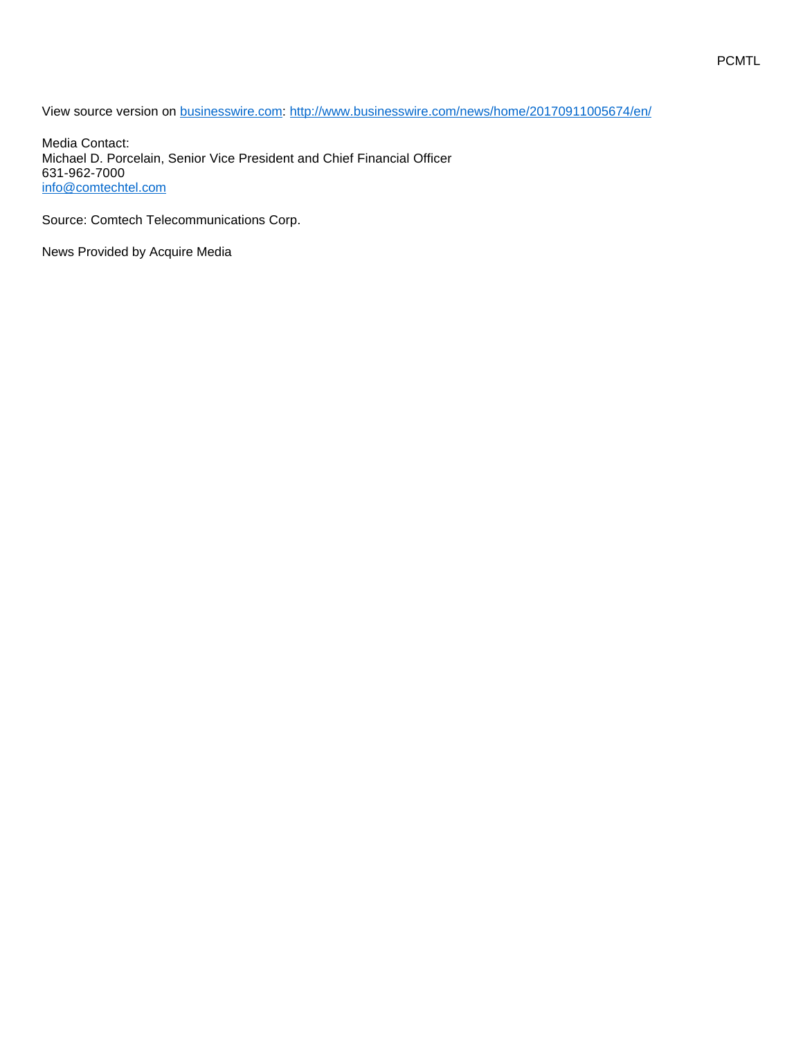PCMTL

View source version on businesswire.com: http://www.businesswire.com/news/home/20170911005674/en/

Media Contact:
Michael D. Porcelain, Senior Vice President and Chief Financial Officer
631-962-7000
info@comtechtel.com

Source: Comtech Telecommunications Corp.

News Provided by Acquire Media